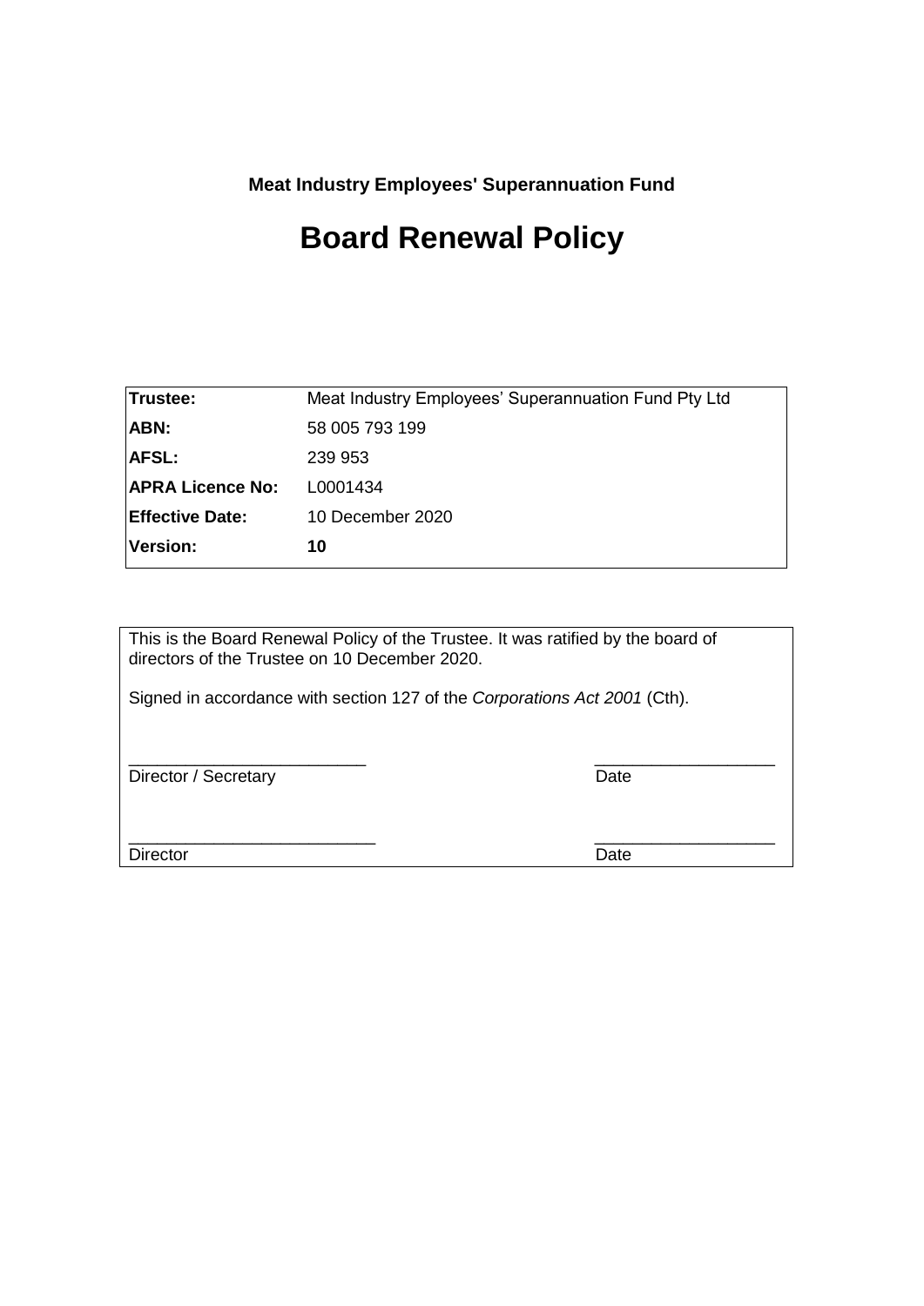**Meat Industry Employees' Superannuation Fund**

# Board Renewal Policy

| **Trustee:** | Meat Industry Employees' Superannuation Fund Pty Ltd |
|---|---|
| **ABN:** | 58 005 793 199 |
| **AFSL:** | 239 953 |
| **APRA Licence No:** | L0001434 |
| **Effective Date:** | 10 December 2020 |
| **Version:** | **10** |

This is the Board Renewal Policy of the Trustee. It was ratified by the board of directors of the Trustee on 10 December 2020.

Signed in accordance with section 127 of the *Corporations Act 2001* (Cth).

_________________________ &nbsp;&nbsp;&nbsp;&nbsp;&nbsp;&nbsp;&nbsp;&nbsp; ___________________

Director / Secretary &nbsp;&nbsp;&nbsp;&nbsp;&nbsp;&nbsp;&nbsp;&nbsp; Date

___________________________ &nbsp;&nbsp;&nbsp;&nbsp;&nbsp;&nbsp;&nbsp;&nbsp; ___________________

Director &nbsp;&nbsp;&nbsp;&nbsp;&nbsp;&nbsp;&nbsp;&nbsp; Date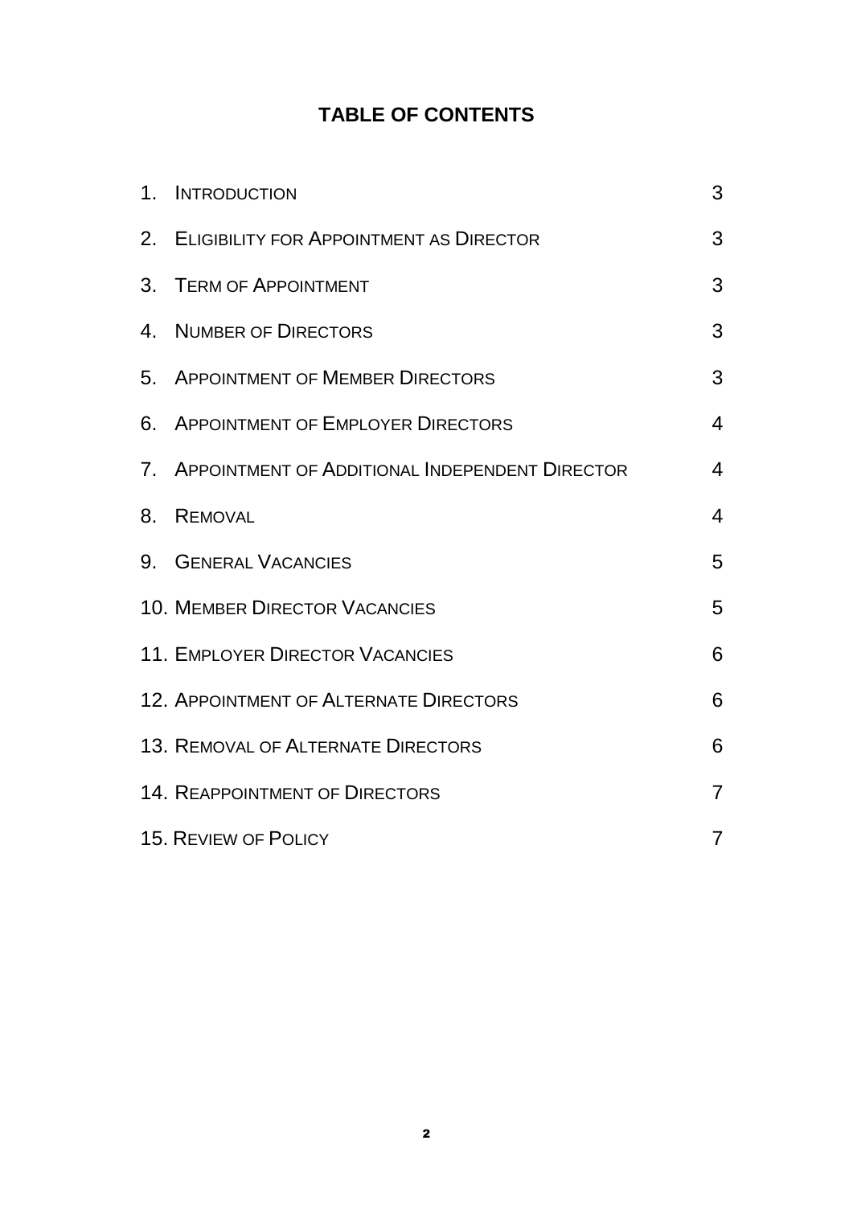# TABLE OF CONTENTS

| | | |
|---|---|---|
| 1. | Introduction | 3 |
| 2. | Eligibility for Appointment as Director | 3 |
| 3. | Term of Appointment | 3 |
| 4. | Number of Directors | 3 |
| 5. | Appointment of Member Directors | 3 |
| 6. | Appointment of Employer Directors | 4 |
| 7. | Appointment of Additional Independent Director | 4 |
| 8. | Removal | 4 |
| 9. | General Vacancies | 5 |
| 10. | Member Director Vacancies | 5 |
| 11. | Employer Director Vacancies | 6 |
| 12. | Appointment of Alternate Directors | 6 |
| 13. | Removal of Alternate Directors | 6 |
| 14. | Reappointment of Directors | 7 |
| 15. | Review of Policy | 7 |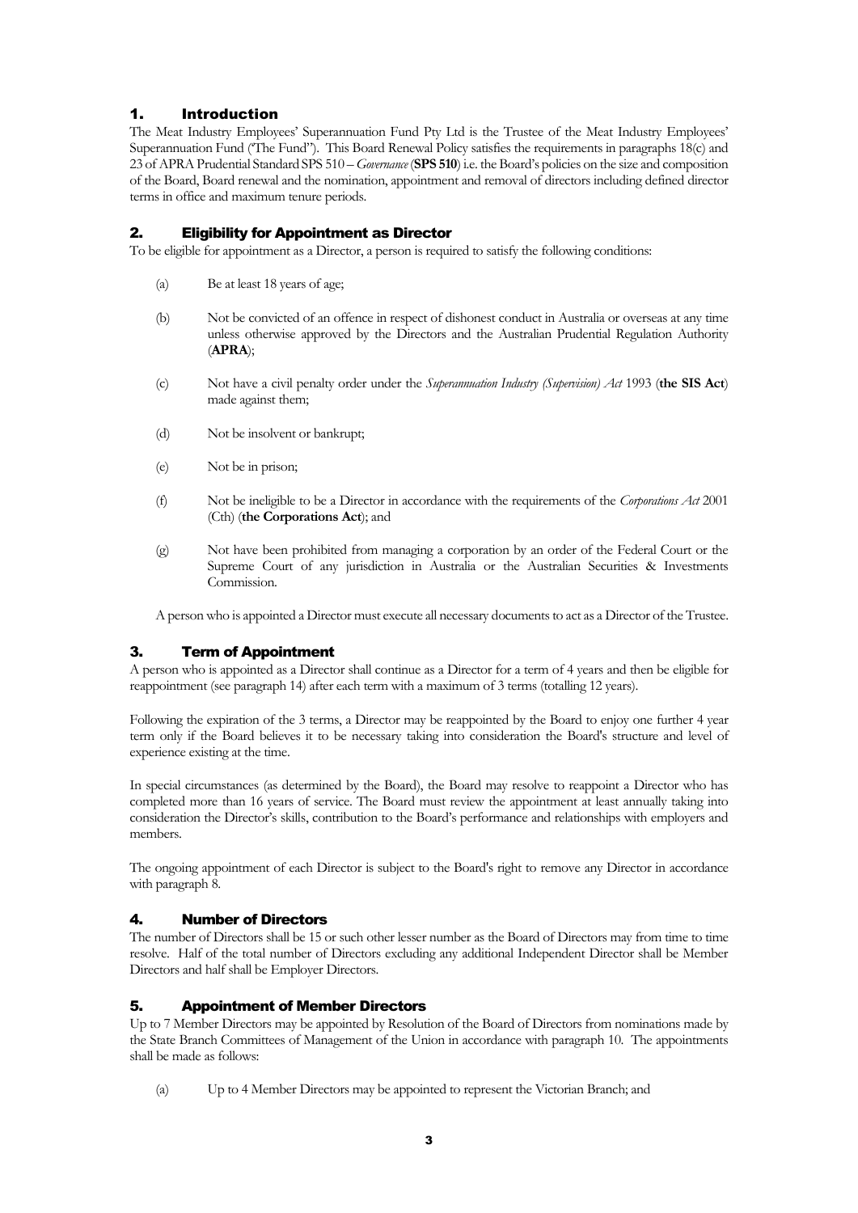## 1. Introduction

The Meat Industry Employees' Superannuation Fund Pty Ltd is the Trustee of the Meat Industry Employees' Superannuation Fund ("The Fund"). This Board Renewal Policy satisfies the requirements in paragraphs 18(c) and 23 of APRA Prudential Standard SPS 510 – *Governance* (**SPS 510**) i.e. the Board's policies on the size and composition of the Board, Board renewal and the nomination, appointment and removal of directors including defined director terms in office and maximum tenure periods.

## 2. Eligibility for Appointment as Director

To be eligible for appointment as a Director, a person is required to satisfy the following conditions:

(a) Be at least 18 years of age;

(b) Not be convicted of an offence in respect of dishonest conduct in Australia or overseas at any time unless otherwise approved by the Directors and the Australian Prudential Regulation Authority (**APRA**);

(c) Not have a civil penalty order under the *Superannuation Industry (Supervision) Act* 1993 (**the SIS Act**) made against them;

(d) Not be insolvent or bankrupt;

(e) Not be in prison;

(f) Not be ineligible to be a Director in accordance with the requirements of the *Corporations Act* 2001 (Cth) (**the Corporations Act**); and

(g) Not have been prohibited from managing a corporation by an order of the Federal Court or the Supreme Court of any jurisdiction in Australia or the Australian Securities & Investments Commission.

A person who is appointed a Director must execute all necessary documents to act as a Director of the Trustee.

## 3. Term of Appointment

A person who is appointed as a Director shall continue as a Director for a term of 4 years and then be eligible for reappointment (see paragraph 14) after each term with a maximum of 3 terms (totalling 12 years).

Following the expiration of the 3 terms, a Director may be reappointed by the Board to enjoy one further 4 year term only if the Board believes it to be necessary taking into consideration the Board's structure and level of experience existing at the time.

In special circumstances (as determined by the Board), the Board may resolve to reappoint a Director who has completed more than 16 years of service. The Board must review the appointment at least annually taking into consideration the Director's skills, contribution to the Board's performance and relationships with employers and members.

The ongoing appointment of each Director is subject to the Board's right to remove any Director in accordance with paragraph 8.

## 4. Number of Directors

The number of Directors shall be 15 or such other lesser number as the Board of Directors may from time to time resolve. Half of the total number of Directors excluding any additional Independent Director shall be Member Directors and half shall be Employer Directors.

## 5. Appointment of Member Directors

Up to 7 Member Directors may be appointed by Resolution of the Board of Directors from nominations made by the State Branch Committees of Management of the Union in accordance with paragraph 10. The appointments shall be made as follows:

(a) Up to 4 Member Directors may be appointed to represent the Victorian Branch; and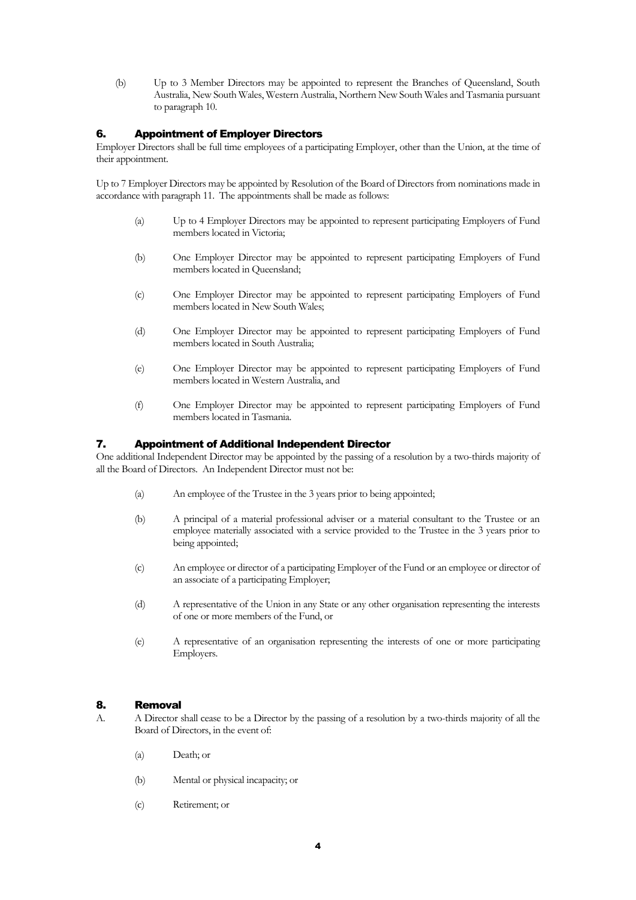(b) Up to 3 Member Directors may be appointed to represent the Branches of Queensland, South Australia, New South Wales, Western Australia, Northern New South Wales and Tasmania pursuant to paragraph 10.

## 6. Appointment of Employer Directors

Employer Directors shall be full time employees of a participating Employer, other than the Union, at the time of their appointment.

Up to 7 Employer Directors may be appointed by Resolution of the Board of Directors from nominations made in accordance with paragraph 11. The appointments shall be made as follows:

(a) Up to 4 Employer Directors may be appointed to represent participating Employers of Fund members located in Victoria;

(b) One Employer Director may be appointed to represent participating Employers of Fund members located in Queensland;

(c) One Employer Director may be appointed to represent participating Employers of Fund members located in New South Wales;

(d) One Employer Director may be appointed to represent participating Employers of Fund members located in South Australia;

(e) One Employer Director may be appointed to represent participating Employers of Fund members located in Western Australia, and

(f) One Employer Director may be appointed to represent participating Employers of Fund members located in Tasmania.

## 7. Appointment of Additional Independent Director

One additional Independent Director may be appointed by the passing of a resolution by a two-thirds majority of all the Board of Directors. An Independent Director must not be:

(a) An employee of the Trustee in the 3 years prior to being appointed;

(b) A principal of a material professional adviser or a material consultant to the Trustee or an employee materially associated with a service provided to the Trustee in the 3 years prior to being appointed;

(c) An employee or director of a participating Employer of the Fund or an employee or director of an associate of a participating Employer;

(d) A representative of the Union in any State or any other organisation representing the interests of one or more members of the Fund, or

(e) A representative of an organisation representing the interests of one or more participating Employers.

## 8. Removal

A. A Director shall cease to be a Director by the passing of a resolution by a two-thirds majority of all the Board of Directors, in the event of:

(a) Death; or

(b) Mental or physical incapacity; or

(c) Retirement; or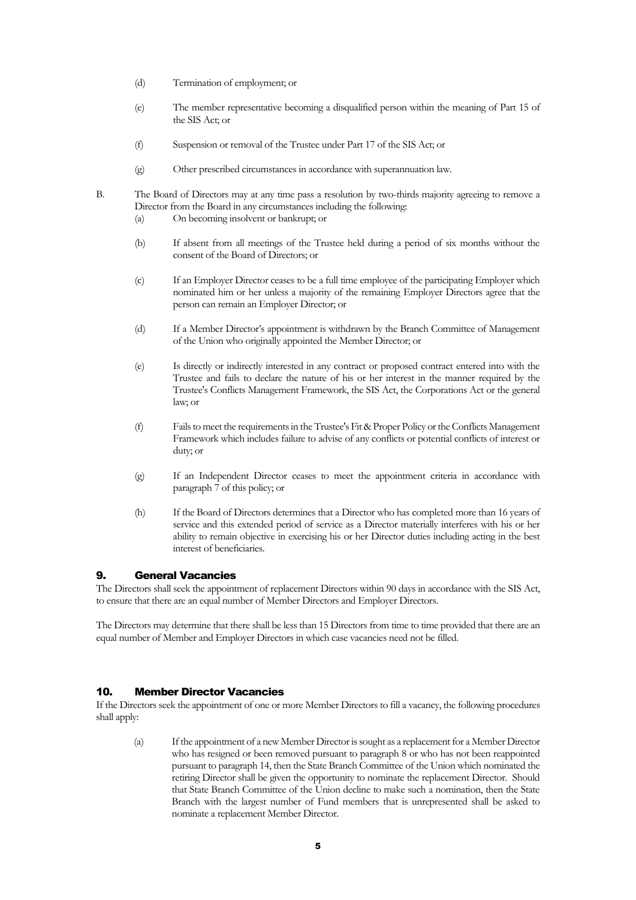(d) Termination of employment; or

(e) The member representative becoming a disqualified person within the meaning of Part 15 of the SIS Act; or

(f) Suspension or removal of the Trustee under Part 17 of the SIS Act; or

(g) Other prescribed circumstances in accordance with superannuation law.

B. The Board of Directors may at any time pass a resolution by two-thirds majority agreeing to remove a Director from the Board in any circumstances including the following:

(a) On becoming insolvent or bankrupt; or

(b) If absent from all meetings of the Trustee held during a period of six months without the consent of the Board of Directors; or

(c) If an Employer Director ceases to be a full time employee of the participating Employer which nominated him or her unless a majority of the remaining Employer Directors agree that the person can remain an Employer Director; or

(d) If a Member Director's appointment is withdrawn by the Branch Committee of Management of the Union who originally appointed the Member Director; or

(e) Is directly or indirectly interested in any contract or proposed contract entered into with the Trustee and fails to declare the nature of his or her interest in the manner required by the Trustee's Conflicts Management Framework, the SIS Act, the Corporations Act or the general law; or

(f) Fails to meet the requirements in the Trustee's Fit & Proper Policy or the Conflicts Management Framework which includes failure to advise of any conflicts or potential conflicts of interest or duty; or

(g) If an Independent Director ceases to meet the appointment criteria in accordance with paragraph 7 of this policy; or

(h) If the Board of Directors determines that a Director who has completed more than 16 years of service and this extended period of service as a Director materially interferes with his or her ability to remain objective in exercising his or her Director duties including acting in the best interest of beneficiaries.

## 9. General Vacancies

The Directors shall seek the appointment of replacement Directors within 90 days in accordance with the SIS Act, to ensure that there are an equal number of Member Directors and Employer Directors.

The Directors may determine that there shall be less than 15 Directors from time to time provided that there are an equal number of Member and Employer Directors in which case vacancies need not be filled.

## 10. Member Director Vacancies

If the Directors seek the appointment of one or more Member Directors to fill a vacancy, the following procedures shall apply:

(a) If the appointment of a new Member Director is sought as a replacement for a Member Director who has resigned or been removed pursuant to paragraph 8 or who has not been reappointed pursuant to paragraph 14, then the State Branch Committee of the Union which nominated the retiring Director shall be given the opportunity to nominate the replacement Director. Should that State Branch Committee of the Union decline to make such a nomination, then the State Branch with the largest number of Fund members that is unrepresented shall be asked to nominate a replacement Member Director.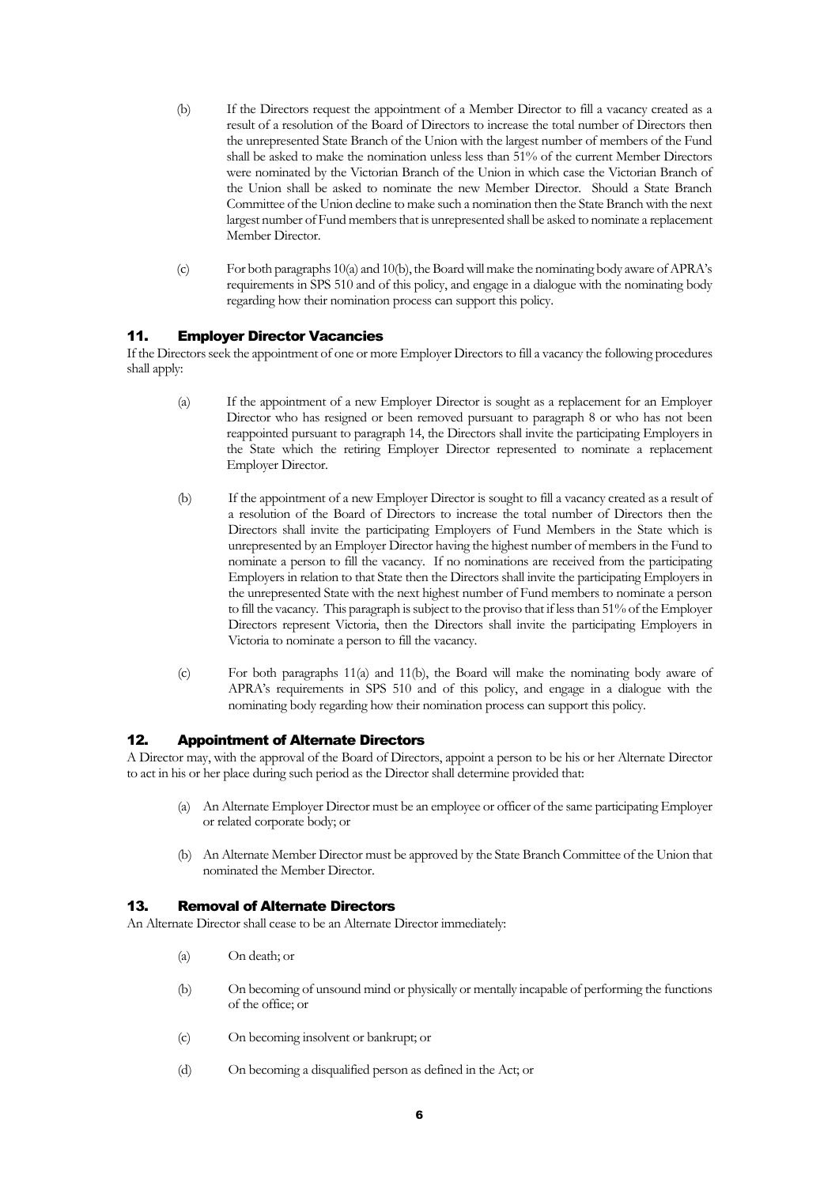(b) If the Directors request the appointment of a Member Director to fill a vacancy created as a result of a resolution of the Board of Directors to increase the total number of Directors then the unrepresented State Branch of the Union with the largest number of members of the Fund shall be asked to make the nomination unless less than 51% of the current Member Directors were nominated by the Victorian Branch of the Union in which case the Victorian Branch of the Union shall be asked to nominate the new Member Director. Should a State Branch Committee of the Union decline to make such a nomination then the State Branch with the next largest number of Fund members that is unrepresented shall be asked to nominate a replacement Member Director.

(c) For both paragraphs 10(a) and 10(b), the Board will make the nominating body aware of APRA's requirements in SPS 510 and of this policy, and engage in a dialogue with the nominating body regarding how their nomination process can support this policy.

## 11. Employer Director Vacancies

If the Directors seek the appointment of one or more Employer Directors to fill a vacancy the following procedures shall apply:

(a) If the appointment of a new Employer Director is sought as a replacement for an Employer Director who has resigned or been removed pursuant to paragraph 8 or who has not been reappointed pursuant to paragraph 14, the Directors shall invite the participating Employers in the State which the retiring Employer Director represented to nominate a replacement Employer Director.

(b) If the appointment of a new Employer Director is sought to fill a vacancy created as a result of a resolution of the Board of Directors to increase the total number of Directors then the Directors shall invite the participating Employers of Fund Members in the State which is unrepresented by an Employer Director having the highest number of members in the Fund to nominate a person to fill the vacancy. If no nominations are received from the participating Employers in relation to that State then the Directors shall invite the participating Employers in the unrepresented State with the next highest number of Fund members to nominate a person to fill the vacancy. This paragraph is subject to the proviso that if less than 51% of the Employer Directors represent Victoria, then the Directors shall invite the participating Employers in Victoria to nominate a person to fill the vacancy.

(c) For both paragraphs 11(a) and 11(b), the Board will make the nominating body aware of APRA's requirements in SPS 510 and of this policy, and engage in a dialogue with the nominating body regarding how their nomination process can support this policy.

## 12. Appointment of Alternate Directors

A Director may, with the approval of the Board of Directors, appoint a person to be his or her Alternate Director to act in his or her place during such period as the Director shall determine provided that:

(a) An Alternate Employer Director must be an employee or officer of the same participating Employer or related corporate body; or

(b) An Alternate Member Director must be approved by the State Branch Committee of the Union that nominated the Member Director.

## 13. Removal of Alternate Directors

An Alternate Director shall cease to be an Alternate Director immediately:

(a) On death; or

(b) On becoming of unsound mind or physically or mentally incapable of performing the functions of the office; or

(c) On becoming insolvent or bankrupt; or

(d) On becoming a disqualified person as defined in the Act; or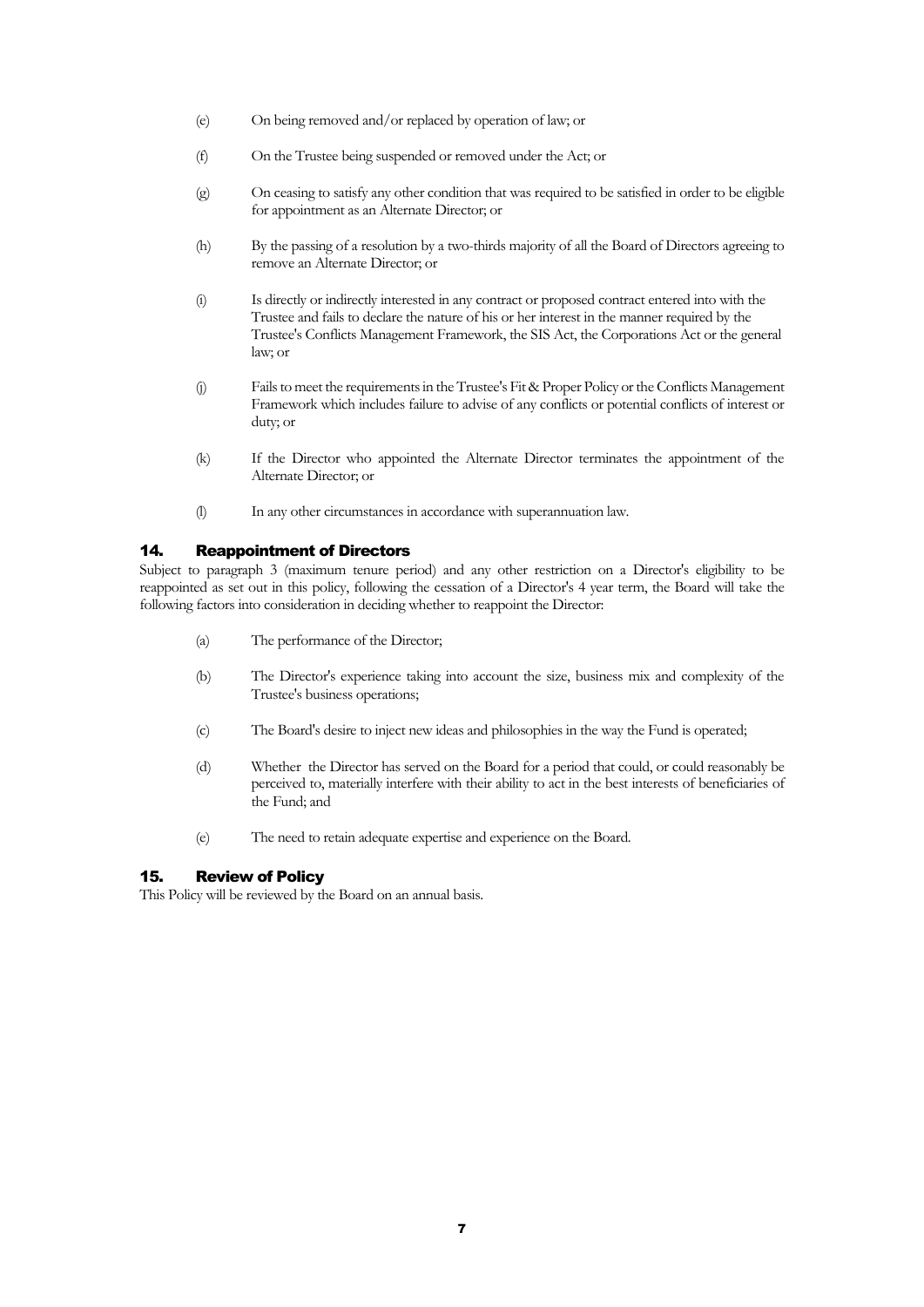(e) On being removed and/or replaced by operation of law; or

(f) On the Trustee being suspended or removed under the Act; or

(g) On ceasing to satisfy any other condition that was required to be satisfied in order to be eligible for appointment as an Alternate Director; or

(h) By the passing of a resolution by a two-thirds majority of all the Board of Directors agreeing to remove an Alternate Director; or

(i) Is directly or indirectly interested in any contract or proposed contract entered into with the Trustee and fails to declare the nature of his or her interest in the manner required by the Trustee's Conflicts Management Framework, the SIS Act, the Corporations Act or the general law; or

(j) Fails to meet the requirements in the Trustee's Fit & Proper Policy or the Conflicts Management Framework which includes failure to advise of any conflicts or potential conflicts of interest or duty; or

(k) If the Director who appointed the Alternate Director terminates the appointment of the Alternate Director; or

(l) In any other circumstances in accordance with superannuation law.

## 14. Reappointment of Directors

Subject to paragraph 3 (maximum tenure period) and any other restriction on a Director's eligibility to be reappointed as set out in this policy, following the cessation of a Director's 4 year term, the Board will take the following factors into consideration in deciding whether to reappoint the Director:

(a) The performance of the Director;

(b) The Director's experience taking into account the size, business mix and complexity of the Trustee's business operations;

(c) The Board's desire to inject new ideas and philosophies in the way the Fund is operated;

(d) Whether the Director has served on the Board for a period that could, or could reasonably be perceived to, materially interfere with their ability to act in the best interests of beneficiaries of the Fund; and

(e) The need to retain adequate expertise and experience on the Board.

## 15. Review of Policy

This Policy will be reviewed by the Board on an annual basis.